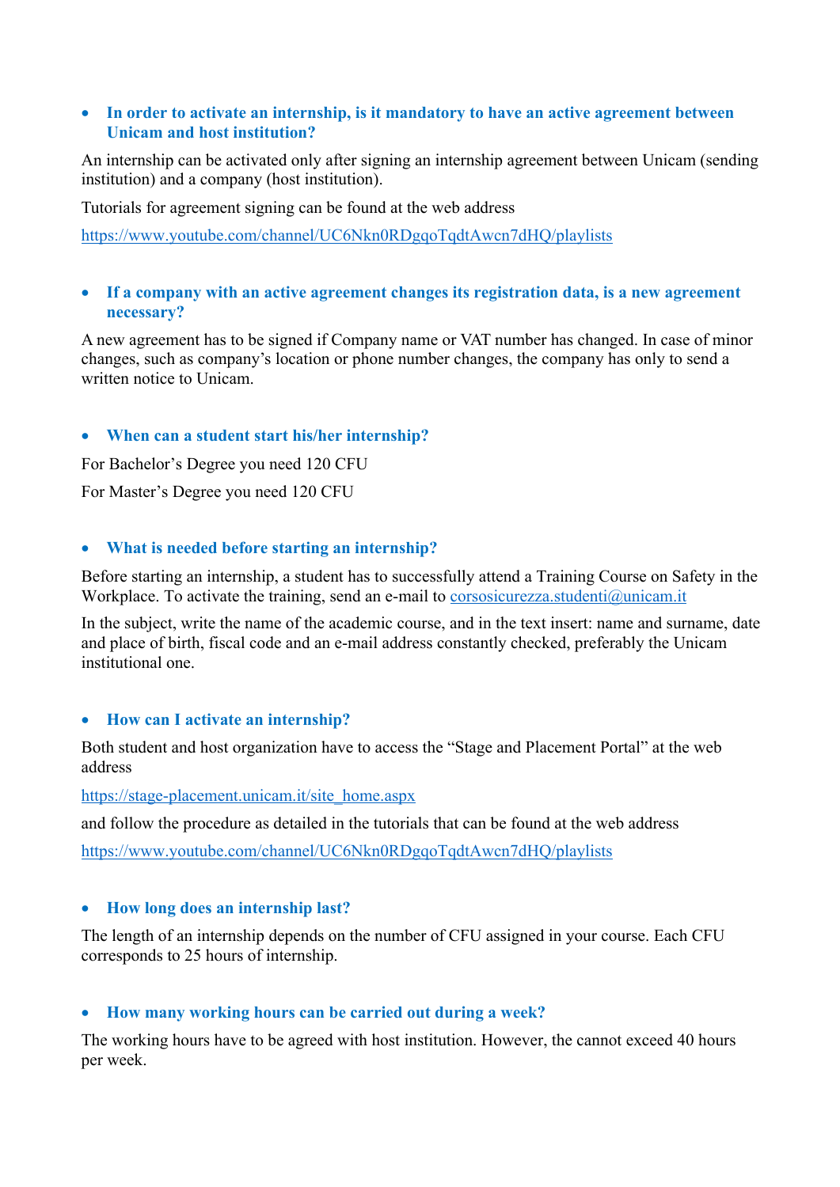- **In order to activate an internship, is it mandatory to have an active agreement between Unicam and host institution?**

An internship can be activated only after signing an internship agreement between Unicam (sending institution) and a company (host institution).

Tutorials for agreement signing can be found at the web address

https://www.youtube.com/channel/UC6Nkn0RDgqoTqdtAwcn7dHQ/playlists

- **If a company with an active agreement changes its registration data, is a new agreement necessary?**

A new agreement has to be signed if Company name or VAT number has changed. In case of minor changes, such as company's location or phone number changes, the company has only to send a written notice to Unicam.

- **When can a student start his/her internship?**

For Bachelor's Degree you need 120 CFU

For Master's Degree you need 120 CFU

- **What is needed before starting an internship?**

Before starting an internship, a student has to successfully attend a Training Course on Safety in the Workplace. To activate the training, send an e-mail to corsosicurezza.studenti@unicam.it

In the subject, write the name of the academic course, and in the text insert: name and surname, date and place of birth, fiscal code and an e-mail address constantly checked, preferably the Unicam institutional one.

- **How can I activate an internship?**

Both student and host organization have to access the "Stage and Placement Portal" at the web address

https://stage-placement.unicam.it/site_home.aspx

and follow the procedure as detailed in the tutorials that can be found at the web address

https://www.youtube.com/channel/UC6Nkn0RDgqoTqdtAwcn7dHQ/playlists

- **How long does an internship last?**

The length of an internship depends on the number of CFU assigned in your course. Each CFU corresponds to 25 hours of internship.

- **How many working hours can be carried out during a week?**

The working hours have to be agreed with host institution. However, the cannot exceed 40 hours per week.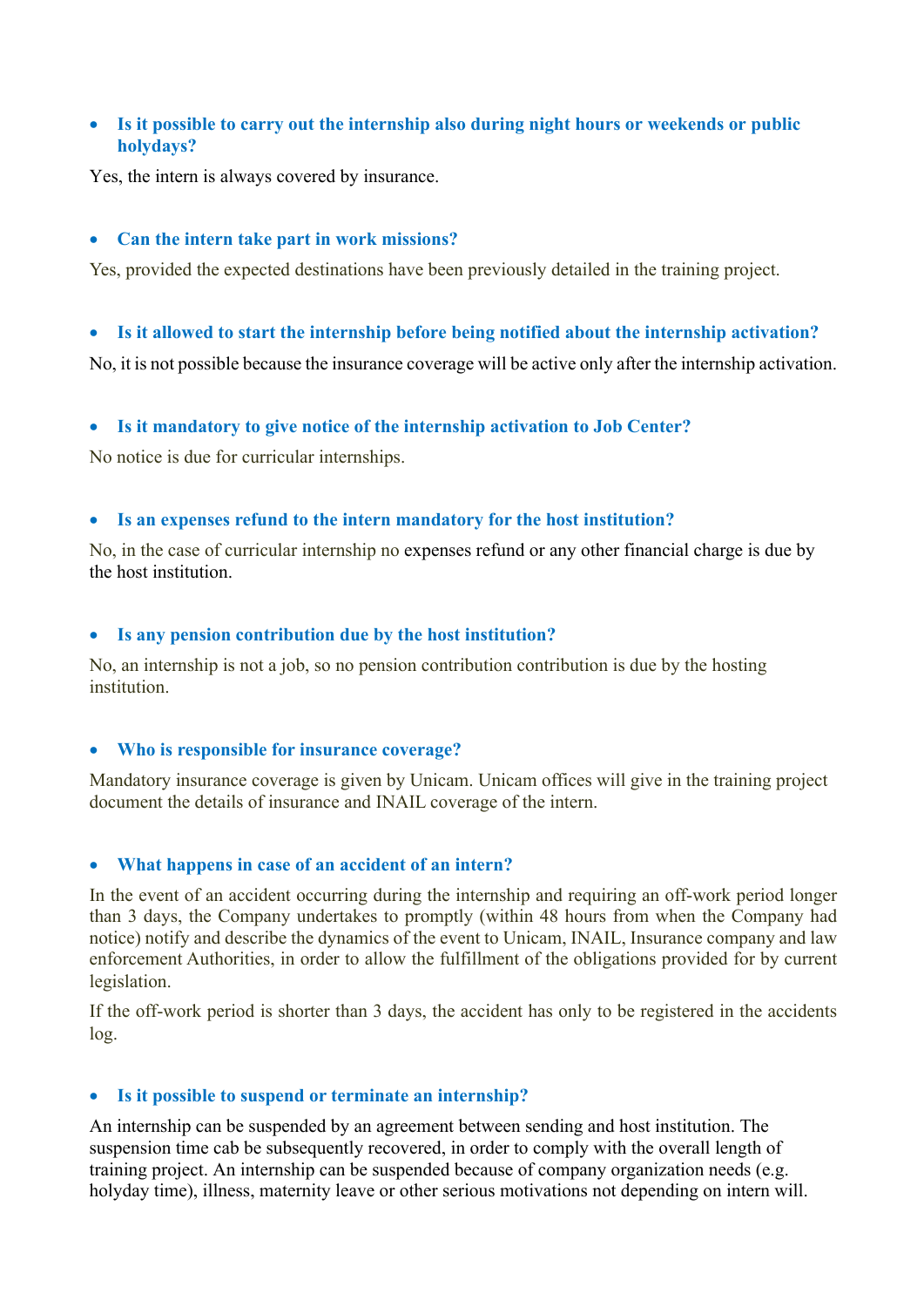- **Is it possible to carry out the internship also during night hours or weekends or public holydays?**

Yes, the intern is always covered by insurance.

- **Can the intern take part in work missions?**

Yes, provided the expected destinations have been previously detailed in the training project.

- **Is it allowed to start the internship before being notified about the internship activation?**

No, it is not possible because the insurance coverage will be active only after the internship activation.

- **Is it mandatory to give notice of the internship activation to Job Center?**

No notice is due for curricular internships.

- **Is an expenses refund to the intern mandatory for the host institution?**

No, in the case of curricular internship no expenses refund or any other financial charge is due by the host institution.

- **Is any pension contribution due by the host institution?**

No, an internship is not a job, so no pension contribution contribution is due by the hosting institution.

- **Who is responsible for insurance coverage?**

Mandatory insurance coverage is given by Unicam. Unicam offices will give in the training project document the details of insurance and INAIL coverage of the intern.

- **What happens in case of an accident of an intern?**

In the event of an accident occurring during the internship and requiring an off-work period longer than 3 days, the Company undertakes to promptly (within 48 hours from when the Company had notice) notify and describe the dynamics of the event to Unicam, INAIL, Insurance company and law enforcement Authorities, in order to allow the fulfillment of the obligations provided for by current legislation.

If the off-work period is shorter than 3 days, the accident has only to be registered in the accidents log.

- **Is it possible to suspend or terminate an internship?**

An internship can be suspended by an agreement between sending and host institution. The suspension time cab be subsequently recovered, in order to comply with the overall length of training project. An internship can be suspended because of company organization needs (e.g. holyday time), illness, maternity leave or other serious motivations not depending on intern will.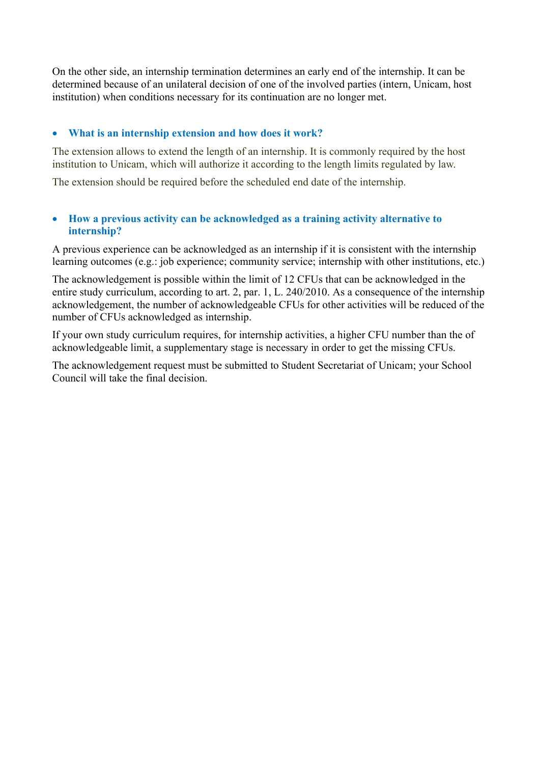On the other side, an internship termination determines an early end of the internship. It can be determined because of an unilateral decision of one of the involved parties (intern, Unicam, host institution) when conditions necessary for its continuation are no longer met.

- **What is an internship extension and how does it work?**

The extension allows to extend the length of an internship. It is commonly required by the host institution to Unicam, which will authorize it according to the length limits regulated by law.

The extension should be required before the scheduled end date of the internship.

- **How a previous activity can be acknowledged as a training activity alternative to internship?**

A previous experience can be acknowledged as an internship if it is consistent with the internship learning outcomes (e.g.: job experience; community service; internship with other institutions, etc.)

The acknowledgement is possible within the limit of 12 CFUs that can be acknowledged in the entire study curriculum, according to art. 2, par. 1, L. 240/2010. As a consequence of the internship acknowledgement, the number of acknowledgeable CFUs for other activities will be reduced of the number of CFUs acknowledged as internship.

If your own study curriculum requires, for internship activities, a higher CFU number than the of acknowledgeable limit, a supplementary stage is necessary in order to get the missing CFUs.

The acknowledgement request must be submitted to Student Secretariat of Unicam; your School Council will take the final decision.